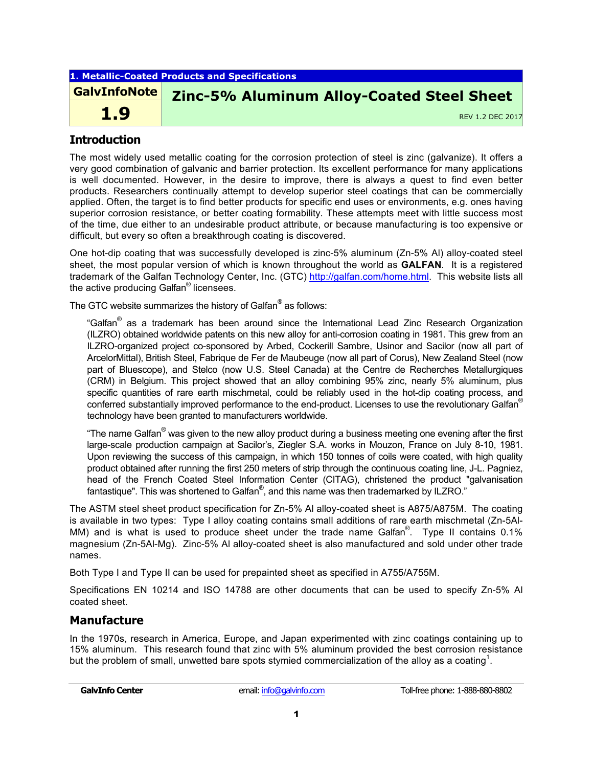**1. Metallic-Coated Products and Specifications**

| GalvInfoNote | Zinc-5% Aluminum Alloy-Coated Steel Sheet |
|---|---|
| 1.9 | REV 1.2 DEC 2017 |

## Introduction

The most widely used metallic coating for the corrosion protection of steel is zinc (galvanize). It offers a very good combination of galvanic and barrier protection. Its excellent performance for many applications is well documented. However, in the desire to improve, there is always a quest to find even better products. Researchers continually attempt to develop superior steel coatings that can be commercially applied. Often, the target is to find better products for specific end uses or environments, e.g. ones having superior corrosion resistance, or better coating formability. These attempts meet with little success most of the time, due either to an undesirable product attribute, or because manufacturing is too expensive or difficult, but every so often a breakthrough coating is discovered.

One hot-dip coating that was successfully developed is zinc-5% aluminum (Zn-5% Al) alloy-coated steel sheet, the most popular version of which is known throughout the world as **GALFAN**. It is a registered trademark of the Galfan Technology Center, Inc. (GTC) http://galfan.com/home.html. This website lists all the active producing Galfan® licensees.

The GTC website summarizes the history of Galfan® as follows:

> "Galfan® as a trademark has been around since the International Lead Zinc Research Organization (ILZRO) obtained worldwide patents on this new alloy for anti-corrosion coating in 1981. This grew from an ILZRO-organized project co-sponsored by Arbed, Cockerill Sambre, Usinor and Sacilor (now all part of ArcelorMittal), British Steel, Fabrique de Fer de Maubeuge (now all part of Corus), New Zealand Steel (now part of Bluescope), and Stelco (now U.S. Steel Canada) at the Centre de Recherches Metallurgiques (CRM) in Belgium. This project showed that an alloy combining 95% zinc, nearly 5% aluminum, plus specific quantities of rare earth mischmetal, could be reliably used in the hot-dip coating process, and conferred substantially improved performance to the end-product. Licenses to use the revolutionary Galfan® technology have been granted to manufacturers worldwide.
>
> "The name Galfan® was given to the new alloy product during a business meeting one evening after the first large-scale production campaign at Sacilor's, Ziegler S.A. works in Mouzon, France on July 8-10, 1981. Upon reviewing the success of this campaign, in which 150 tonnes of coils were coated, with high quality product obtained after running the first 250 meters of strip through the continuous coating line, J-L. Pagniez, head of the French Coated Steel Information Center (CITAG), christened the product "galvanisation fantastique". This was shortened to Galfan®, and this name was then trademarked by ILZRO."

The ASTM steel sheet product specification for Zn-5% Al alloy-coated sheet is A875/A875M. The coating is available in two types: Type I alloy coating contains small additions of rare earth mischmetal (Zn-5Al-MM) and is what is used to produce sheet under the trade name Galfan®. Type II contains 0.1% magnesium (Zn-5Al-Mg). Zinc-5% Al alloy-coated sheet is also manufactured and sold under other trade names.

Both Type I and Type II can be used for prepainted sheet as specified in A755/A755M.

Specifications EN 10214 and ISO 14788 are other documents that can be used to specify Zn-5% Al coated sheet.

## Manufacture

In the 1970s, research in America, Europe, and Japan experimented with zinc coatings containing up to 15% aluminum. This research found that zinc with 5% aluminum provided the best corrosion resistance but the problem of small, unwetted bare spots stymied commercialization of the alloy as a coating[1].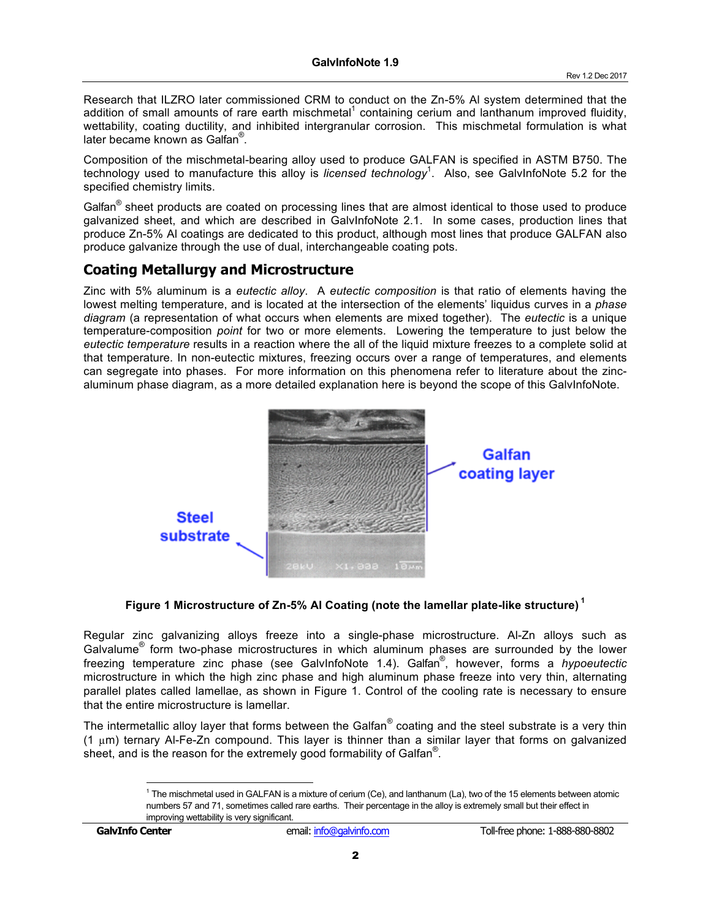Research that ILZRO later commissioned CRM to conduct on the Zn-5% Al system determined that the addition of small amounts of rare earth mischmetal[1] containing cerium and lanthanum improved fluidity, wettability, coating ductility, and inhibited intergranular corrosion. This mischmetal formulation is what later became known as Galfan®.

Composition of the mischmetal-bearing alloy used to produce GALFAN is specified in ASTM B750. The technology used to manufacture this alloy is *licensed technology*[1]. Also, see GalvInfoNote 5.2 for the specified chemistry limits.

Galfan® sheet products are coated on processing lines that are almost identical to those used to produce galvanized sheet, and which are described in GalvInfoNote 2.1. In some cases, production lines that produce Zn-5% Al coatings are dedicated to this product, although most lines that produce GALFAN also produce galvanize through the use of dual, interchangeable coating pots.

## Coating Metallurgy and Microstructure

Zinc with 5% aluminum is a *eutectic alloy*. A *eutectic composition* is that ratio of elements having the lowest melting temperature, and is located at the intersection of the elements' liquidus curves in a *phase diagram* (a representation of what occurs when elements are mixed together). The *eutectic* is a unique temperature-composition *point* for two or more elements. Lowering the temperature to just below the *eutectic temperature* results in a reaction where the all of the liquid mixture freezes to a complete solid at that temperature. In non-eutectic mixtures, freezing occurs over a range of temperatures, and elements can segregate into phases. For more information on this phenomena refer to literature about the zinc-aluminum phase diagram, as a more detailed explanation here is beyond the scope of this GalvInfoNote.

**Figure 1 Microstructure of Zn-5% Al Coating (note the lamellar plate-like structure)** [1]

Regular zinc galvanizing alloys freeze into a single-phase microstructure. Al-Zn alloys such as Galvalume® form two-phase microstructures in which aluminum phases are surrounded by the lower freezing temperature zinc phase (see GalvInfoNote 1.4). Galfan®, however, forms a *hypoeutectic* microstructure in which the high zinc phase and high aluminum phase freeze into very thin, alternating parallel plates called lamellae, as shown in Figure 1. Control of the cooling rate is necessary to ensure that the entire microstructure is lamellar.

The intermetallic alloy layer that forms between the Galfan® coating and the steel substrate is a very thin (1 μm) ternary Al-Fe-Zn compound. This layer is thinner than a similar layer that forms on galvanized sheet, and is the reason for the extremely good formability of Galfan®.

---

[1] The mischmetal used in GALFAN is a mixture of cerium (Ce), and lanthanum (La), two of the 15 elements between atomic numbers 57 and 71, sometimes called rare earths. Their percentage in the alloy is extremely small but their effect in improving wettability is very significant.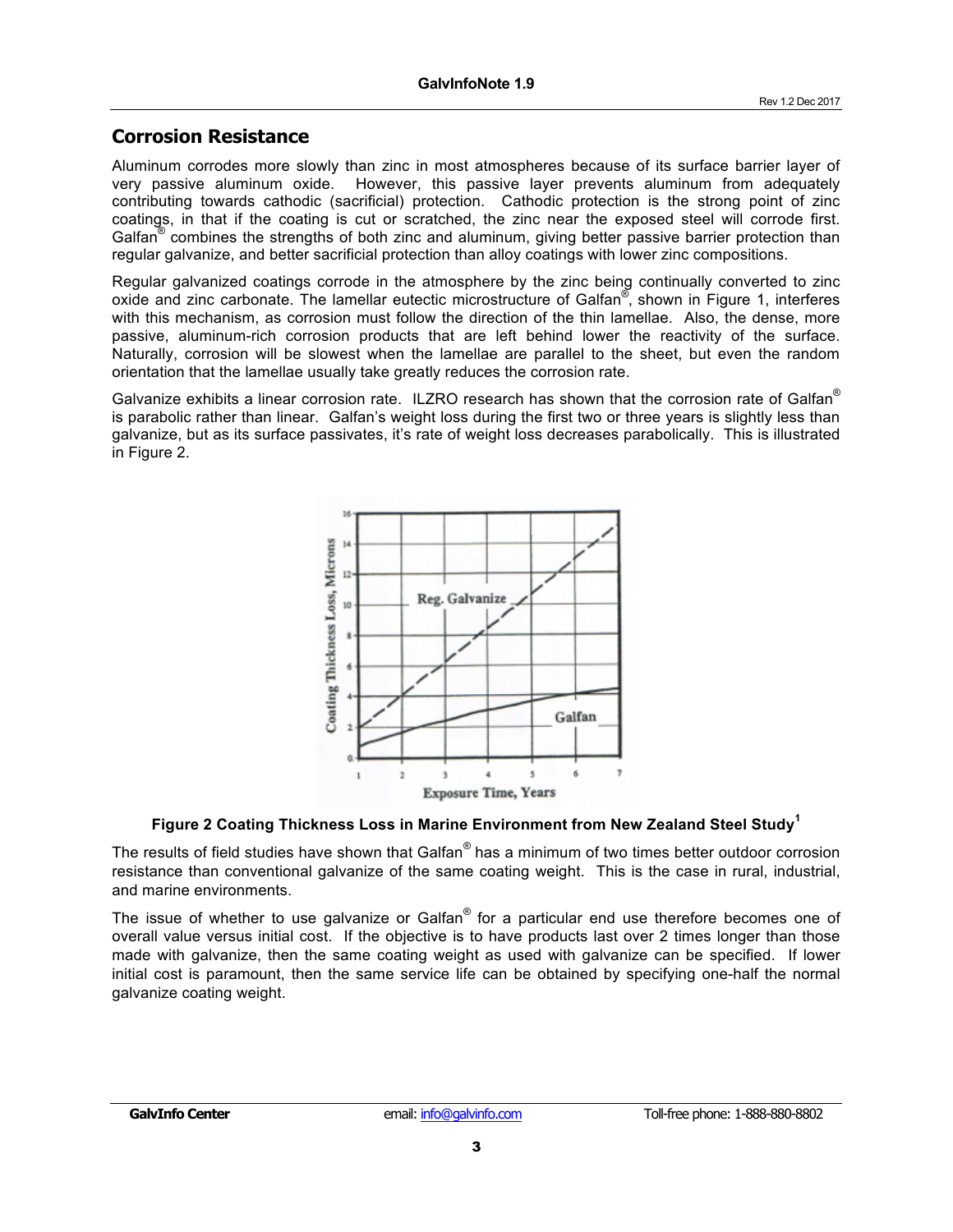## Corrosion Resistance

Aluminum corrodes more slowly than zinc in most atmospheres because of its surface barrier layer of very passive aluminum oxide. However, this passive layer prevents aluminum from adequately contributing towards cathodic (sacrificial) protection. Cathodic protection is the strong point of zinc coatings, in that if the coating is cut or scratched, the zinc near the exposed steel will corrode first. Galfan® combines the strengths of both zinc and aluminum, giving better passive barrier protection than regular galvanize, and better sacrificial protection than alloy coatings with lower zinc compositions.

Regular galvanized coatings corrode in the atmosphere by the zinc being continually converted to zinc oxide and zinc carbonate. The lamellar eutectic microstructure of Galfan®, shown in Figure 1, interferes with this mechanism, as corrosion must follow the direction of the thin lamellae. Also, the dense, more passive, aluminum-rich corrosion products that are left behind lower the reactivity of the surface. Naturally, corrosion will be slowest when the lamellae are parallel to the sheet, but even the random orientation that the lamellae usually take greatly reduces the corrosion rate.

Galvanize exhibits a linear corrosion rate. ILZRO research has shown that the corrosion rate of Galfan® is parabolic rather than linear. Galfan's weight loss during the first two or three years is slightly less than galvanize, but as its surface passivates, it's rate of weight loss decreases parabolically. This is illustrated in Figure 2.

**Figure 2 Coating Thickness Loss in Marine Environment from New Zealand Steel Study[1]**

The results of field studies have shown that Galfan® has a minimum of two times better outdoor corrosion resistance than conventional galvanize of the same coating weight. This is the case in rural, industrial, and marine environments.

The issue of whether to use galvanize or Galfan® for a particular end use therefore becomes one of overall value versus initial cost. If the objective is to have products last over 2 times longer than those made with galvanize, then the same coating weight as used with galvanize can be specified. If lower initial cost is paramount, then the same service life can be obtained by specifying one-half the normal galvanize coating weight.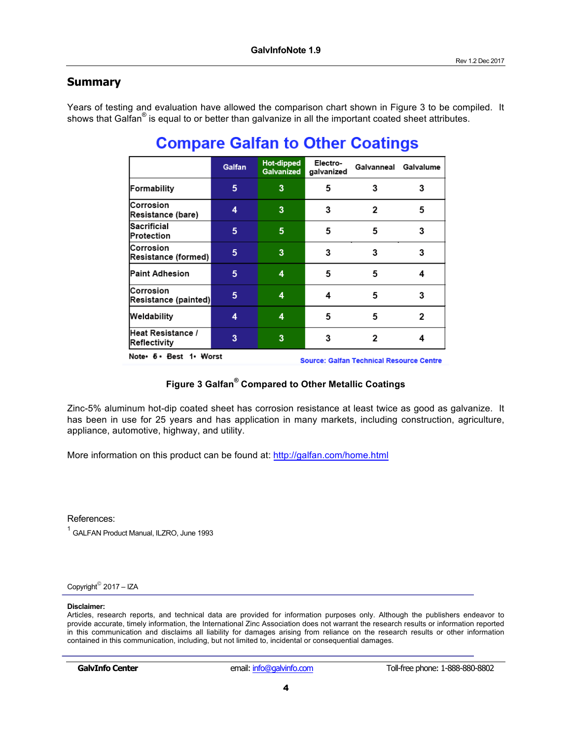## Summary

Years of testing and evaluation have allowed the comparison chart shown in Figure 3 to be compiled. It shows that Galfan® is equal to or better than galvanize in all the important coated sheet attributes.

**Compare Galfan to Other Coatings**

| | Galfan | Hot-dipped Galvanized | Electro-galvanized | Galvanneal | Galvalume |
|---|---|---|---|---|---|
| Formability | 5 | 3 | 5 | 3 | 3 |
| Corrosion Resistance (bare) | 4 | 3 | 3 | 2 | 5 |
| Sacrificial Protection | 5 | 5 | 5 | 5 | 3 |
| Corrosion Resistance (formed) | 5 | 3 | 3 | 3 | 3 |
| Paint Adhesion | 5 | 4 | 5 | 5 | 4 |
| Corrosion Resistance (painted) | 5 | 4 | 4 | 5 | 3 |
| Weldability | 4 | 4 | 5 | 5 | 2 |
| Heat Resistance / Reflectivity | 3 | 3 | 3 | 2 | 4 |

Note• 5 • Best 1• Worst

Source: Galfan Technical Resource Centre

**Figure 3 Galfan® Compared to Other Metallic Coatings**

Zinc-5% aluminum hot-dip coated sheet has corrosion resistance at least twice as good as galvanize. It has been in use for 25 years and has application in many markets, including construction, agriculture, appliance, automotive, highway, and utility.

More information on this product can be found at: http://galfan.com/home.html

References:

[1] GALFAN Product Manual, ILZRO, June 1993

Copyright© 2017 – IZA

**Disclaimer:**
Articles, research reports, and technical data are provided for information purposes only. Although the publishers endeavor to provide accurate, timely information, the International Zinc Association does not warrant the research results or information reported in this communication and disclaims all liability for damages arising from reliance on the research results or other information contained in this communication, including, but not limited to, incidental or consequential damages.

**GalvInfo Center** email: info@galvinfo.com Toll-free phone: 1-888-880-8802